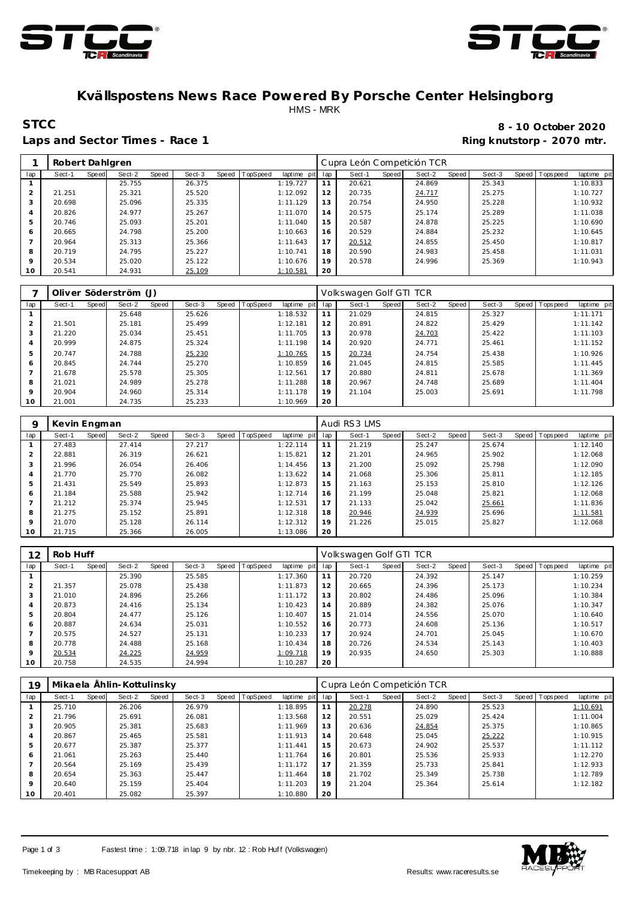# Kvällspostens News Race Powered By Porsche Center Helsingborg

HMS - MRK

**STCC** **8 - 10 October 2020**

**Laps and Sector Times - Race 1** **Ring knutstorp - 2070 mtr.**

| 1 | Robert Dahlgren | | | | | | | | Cupra León Competición TCR | | | | | | | | |
|---|---|---|---|---|---|---|---|---|---|---|---|---|---|---|---|---|---|
| lap | Sect-1 | Speed | Sect-2 | Speed | Sect-3 | Speed | TopSpeed | laptime pit | lap | Sect-1 | Speed | Sect-2 | Speed | Sect-3 | Speed | Topspeed | laptime pit |
| 1 | | | 25.755 | | 26.375 | | | 1:19.727 | 11 | 20.621 | | 24.869 | | 25.343 | | | 1:10.833 |
| 2 | 21.251 | | 25.321 | | 25.520 | | | 1:12.092 | 12 | 20.735 | | 24.717 | | 25.275 | | | 1:10.727 |
| 3 | 20.698 | | 25.096 | | 25.335 | | | 1:11.129 | 13 | 20.754 | | 24.950 | | 25.228 | | | 1:10.932 |
| 4 | 20.826 | | 24.977 | | 25.267 | | | 1:11.070 | 14 | 20.575 | | 25.174 | | 25.289 | | | 1:11.038 |
| 5 | 20.746 | | 25.093 | | 25.201 | | | 1:11.040 | 15 | 20.587 | | 24.878 | | 25.225 | | | 1:10.690 |
| 6 | 20.665 | | 24.798 | | 25.200 | | | 1:10.663 | 16 | 20.529 | | 24.884 | | 25.232 | | | 1:10.645 |
| 7 | 20.964 | | 25.313 | | 25.366 | | | 1:11.643 | 17 | 20.512 | | 24.855 | | 25.450 | | | 1:10.817 |
| 8 | 20.719 | | 24.795 | | 25.227 | | | 1:10.741 | 18 | 20.590 | | 24.983 | | 25.458 | | | 1:11.031 |
| 9 | 20.534 | | 25.020 | | 25.122 | | | 1:10.676 | 19 | 20.578 | | 24.996 | | 25.369 | | | 1:10.943 |
| 10 | 20.541 | | 24.931 | | 25.109 | | | 1:10.581 | 20 | | | | | | | | |

| 7 | Oliver Söderström (J) | | | | | | | | Volkswagen Golf GTI TCR | | | | | | | | |
|---|---|---|---|---|---|---|---|---|---|---|---|---|---|---|---|---|---|
| lap | Sect-1 | Speed | Sect-2 | Speed | Sect-3 | Speed | TopSpeed | laptime pit | lap | Sect-1 | Speed | Sect-2 | Speed | Sect-3 | Speed | Topspeed | laptime pit |
| 1 | | | 25.648 | | 25.626 | | | 1:18.532 | 11 | 21.029 | | 24.815 | | 25.327 | | | 1:11.171 |
| 2 | 21.501 | | 25.181 | | 25.499 | | | 1:12.181 | 12 | 20.891 | | 24.822 | | 25.429 | | | 1:11.142 |
| 3 | 21.220 | | 25.034 | | 25.451 | | | 1:11.705 | 13 | 20.978 | | 24.703 | | 25.422 | | | 1:11.103 |
| 4 | 20.999 | | 24.875 | | 25.324 | | | 1:11.198 | 14 | 20.920 | | 24.771 | | 25.461 | | | 1:11.152 |
| 5 | 20.747 | | 24.788 | | 25.230 | | | 1:10.765 | 15 | 20.734 | | 24.754 | | 25.438 | | | 1:10.926 |
| 6 | 20.845 | | 24.744 | | 25.270 | | | 1:10.859 | 16 | 21.045 | | 24.815 | | 25.585 | | | 1:11.445 |
| 7 | 21.678 | | 25.578 | | 25.305 | | | 1:12.561 | 17 | 20.880 | | 24.811 | | 25.678 | | | 1:11.369 |
| 8 | 21.021 | | 24.989 | | 25.278 | | | 1:11.288 | 18 | 20.967 | | 24.748 | | 25.689 | | | 1:11.404 |
| 9 | 20.904 | | 24.960 | | 25.314 | | | 1:11.178 | 19 | 21.104 | | 25.003 | | 25.691 | | | 1:11.798 |
| 10 | 21.001 | | 24.735 | | 25.233 | | | 1:10.969 | 20 | | | | | | | | |

| 9 | Kevin Engman | | | | | | | | Audi RS3 LMS | | | | | | | | |
|---|---|---|---|---|---|---|---|---|---|---|---|---|---|---|---|---|---|
| lap | Sect-1 | Speed | Sect-2 | Speed | Sect-3 | Speed | TopSpeed | laptime pit | lap | Sect-1 | Speed | Sect-2 | Speed | Sect-3 | Speed | Topspeed | laptime pit |
| 1 | 27.483 | | 27.414 | | 27.217 | | | 1:22.114 | 11 | 21.219 | | 25.247 | | 25.674 | | | 1:12.140 |
| 2 | 22.881 | | 26.319 | | 26.621 | | | 1:15.821 | 12 | 21.201 | | 24.965 | | 25.902 | | | 1:12.068 |
| 3 | 21.996 | | 26.054 | | 26.406 | | | 1:14.456 | 13 | 21.200 | | 25.092 | | 25.798 | | | 1:12.090 |
| 4 | 21.770 | | 25.770 | | 26.082 | | | 1:13.622 | 14 | 21.068 | | 25.306 | | 25.811 | | | 1:12.185 |
| 5 | 21.431 | | 25.549 | | 25.893 | | | 1:12.873 | 15 | 21.163 | | 25.153 | | 25.810 | | | 1:12.126 |
| 6 | 21.184 | | 25.588 | | 25.942 | | | 1:12.714 | 16 | 21.199 | | 25.048 | | 25.821 | | | 1:12.068 |
| 7 | 21.212 | | 25.374 | | 25.945 | | | 1:12.531 | 17 | 21.133 | | 25.042 | | 25.661 | | | 1:11.836 |
| 8 | 21.275 | | 25.152 | | 25.891 | | | 1:12.318 | 18 | 20.946 | | 24.939 | | 25.696 | | | 1:11.581 |
| 9 | 21.070 | | 25.128 | | 26.114 | | | 1:12.312 | 19 | 21.226 | | 25.015 | | 25.827 | | | 1:12.068 |
| 10 | 21.715 | | 25.366 | | 26.005 | | | 1:13.086 | 20 | | | | | | | | |

| 12 | Rob Huff | | | | | | | | Volkswagen Golf GTI TCR | | | | | | | | |
|---|---|---|---|---|---|---|---|---|---|---|---|---|---|---|---|---|---|
| lap | Sect-1 | Speed | Sect-2 | Speed | Sect-3 | Speed | TopSpeed | laptime pit | lap | Sect-1 | Speed | Sect-2 | Speed | Sect-3 | Speed | Topspeed | laptime pit |
| 1 | | | 25.390 | | 25.585 | | | 1:17.360 | 11 | 20.720 | | 24.392 | | 25.147 | | | 1:10.259 |
| 2 | 21.357 | | 25.078 | | 25.438 | | | 1:11.873 | 12 | 20.665 | | 24.396 | | 25.173 | | | 1:10.234 |
| 3 | 21.010 | | 24.896 | | 25.266 | | | 1:11.172 | 13 | 20.802 | | 24.486 | | 25.096 | | | 1:10.384 |
| 4 | 20.873 | | 24.416 | | 25.134 | | | 1:10.423 | 14 | 20.889 | | 24.382 | | 25.076 | | | 1:10.347 |
| 5 | 20.804 | | 24.477 | | 25.126 | | | 1:10.407 | 15 | 21.014 | | 24.556 | | 25.070 | | | 1:10.640 |
| 6 | 20.887 | | 24.634 | | 25.031 | | | 1:10.552 | 16 | 20.773 | | 24.608 | | 25.136 | | | 1:10.517 |
| 7 | 20.575 | | 24.527 | | 25.131 | | | 1:10.233 | 17 | 20.924 | | 24.701 | | 25.045 | | | 1:10.670 |
| 8 | 20.778 | | 24.488 | | 25.168 | | | 1:10.434 | 18 | 20.726 | | 24.534 | | 25.143 | | | 1:10.403 |
| 9 | 20.534 | | 24.225 | | 24.959 | | | 1:09.718 | 19 | 20.935 | | 24.650 | | 25.303 | | | 1:10.888 |
| 10 | 20.758 | | 24.535 | | 24.994 | | | 1:10.287 | 20 | | | | | | | | |

| 19 | Mikaela Åhlin-Kottulinsky | | | | | | | | Cupra León Competición TCR | | | | | | | | |
|---|---|---|---|---|---|---|---|---|---|---|---|---|---|---|---|---|---|
| lap | Sect-1 | Speed | Sect-2 | Speed | Sect-3 | Speed | TopSpeed | laptime pit | lap | Sect-1 | Speed | Sect-2 | Speed | Sect-3 | Speed | Topspeed | laptime pit |
| 1 | 25.710 | | 26.206 | | 26.979 | | | 1:18.895 | 11 | 20.278 | | 24.890 | | 25.523 | | | 1:10.691 |
| 2 | 21.796 | | 25.691 | | 26.081 | | | 1:13.568 | 12 | 20.551 | | 25.029 | | 25.424 | | | 1:11.004 |
| 3 | 20.905 | | 25.381 | | 25.683 | | | 1:11.969 | 13 | 20.636 | | 24.854 | | 25.375 | | | 1:10.865 |
| 4 | 20.867 | | 25.465 | | 25.581 | | | 1:11.913 | 14 | 20.648 | | 25.045 | | 25.222 | | | 1:10.915 |
| 5 | 20.677 | | 25.387 | | 25.377 | | | 1:11.441 | 15 | 20.673 | | 24.902 | | 25.537 | | | 1:11.112 |
| 6 | 21.061 | | 25.263 | | 25.440 | | | 1:11.764 | 16 | 20.801 | | 25.536 | | 25.933 | | | 1:12.270 |
| 7 | 20.564 | | 25.169 | | 25.439 | | | 1:11.172 | 17 | 21.359 | | 25.733 | | 25.841 | | | 1:12.933 |
| 8 | 20.654 | | 25.363 | | 25.447 | | | 1:11.464 | 18 | 21.702 | | 25.349 | | 25.738 | | | 1:12.789 |
| 9 | 20.640 | | 25.159 | | 25.404 | | | 1:11.203 | 19 | 21.204 | | 25.364 | | 25.614 | | | 1:12.182 |
| 10 | 20.401 | | 25.082 | | 25.397 | | | 1:10.880 | 20 | | | | | | | | |

Fastest time : 1:09.718 in lap 9 by nbr. 12 : Rob Huff (Volkswagen)

Timekeeping by : MB Racesupport AB

Results: www.raceresults.se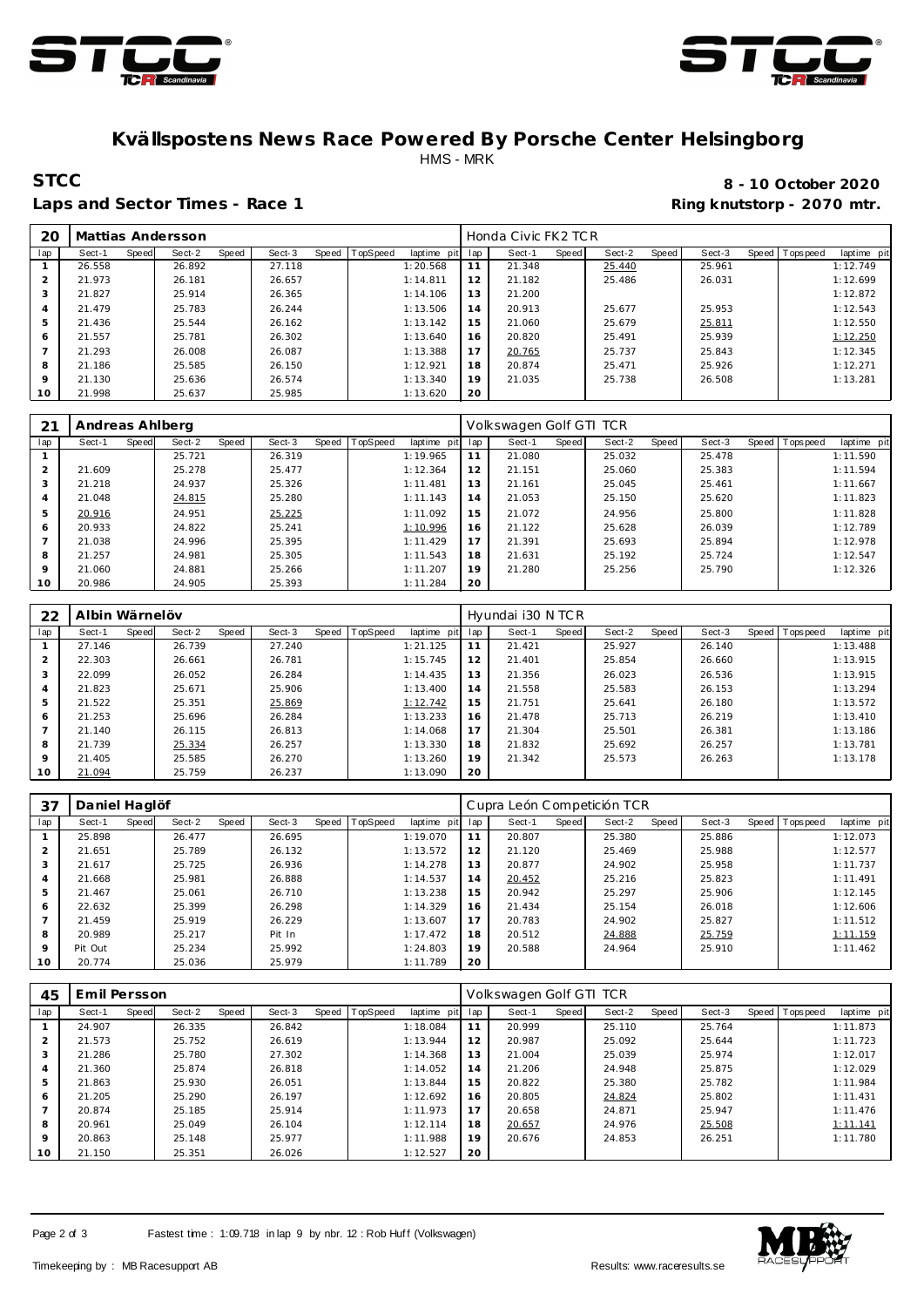# Kvällspostens News Race Powered By Porsche Center Helsingborg

HMS - MRK

**STCC** **8 - 10 October 2020**

**Laps and Sector Times - Race 1** **Ring knutstorp - 2070 mtr.**

| 20 | Mattias Andersson | | | | | | | | Honda Civic FK2 TCR | | | | | | | | |
|---|---|---|---|---|---|---|---|---|---|---|---|---|---|---|---|---|---|
| lap | Sect-1 | Speed | Sect-2 | Speed | Sect-3 | Speed | TopSpeed | laptime pit | lap | Sect-1 | Speed | Sect-2 | Speed | Sect-3 | Speed | Topspeed | laptime pit |
| 1 | 26.558 | | 26.892 | | 27.118 | | | 1:20.568 | 11 | 21.348 | | 25.440 | | 25.961 | | | 1:12.749 |
| 2 | 21.973 | | 26.181 | | 26.657 | | | 1:14.811 | 12 | 21.182 | | 25.486 | | 26.031 | | | 1:12.699 |
| 3 | 21.827 | | 25.914 | | 26.365 | | | 1:14.106 | 13 | 21.200 | | | | | | | 1:12.872 |
| 4 | 21.479 | | 25.783 | | 26.244 | | | 1:13.506 | 14 | 20.913 | | 25.677 | | 25.953 | | | 1:12.543 |
| 5 | 21.436 | | 25.544 | | 26.162 | | | 1:13.142 | 15 | 21.060 | | 25.679 | | 25.811 | | | 1:12.550 |
| 6 | 21.557 | | 25.781 | | 26.302 | | | 1:13.640 | 16 | 20.820 | | 25.491 | | 25.939 | | | 1:12.250 |
| 7 | 21.293 | | 26.008 | | 26.087 | | | 1:13.388 | 17 | 20.765 | | 25.737 | | 25.843 | | | 1:12.345 |
| 8 | 21.186 | | 25.585 | | 26.150 | | | 1:12.921 | 18 | 20.874 | | 25.471 | | 25.926 | | | 1:12.271 |
| 9 | 21.130 | | 25.636 | | 26.574 | | | 1:13.340 | 19 | 21.035 | | 25.738 | | 26.508 | | | 1:13.281 |
| 10 | 21.998 | | 25.637 | | 25.985 | | | 1:13.620 | 20 | | | | | | | | |

| 21 | Andreas Ahlberg | | | | | | | | Volkswagen Golf GTI TCR | | | | | | | | |
|---|---|---|---|---|---|---|---|---|---|---|---|---|---|---|---|---|---|
| lap | Sect-1 | Speed | Sect-2 | Speed | Sect-3 | Speed | TopSpeed | laptime pit | lap | Sect-1 | Speed | Sect-2 | Speed | Sect-3 | Speed | Topspeed | laptime pit |
| 1 | | | 25.721 | | 26.319 | | | 1:19.965 | 11 | 21.080 | | 25.032 | | 25.478 | | | 1:11.590 |
| 2 | 21.609 | | 25.278 | | 25.477 | | | 1:12.364 | 12 | 21.151 | | 25.060 | | 25.383 | | | 1:11.594 |
| 3 | 21.218 | | 24.937 | | 25.326 | | | 1:11.481 | 13 | 21.161 | | 25.045 | | 25.461 | | | 1:11.667 |
| 4 | 21.048 | | 24.815 | | 25.280 | | | 1:11.143 | 14 | 21.053 | | 25.150 | | 25.620 | | | 1:11.823 |
| 5 | 20.916 | | 24.951 | | 25.225 | | | 1:11.092 | 15 | 21.072 | | 24.956 | | 25.800 | | | 1:11.828 |
| 6 | 20.933 | | 24.822 | | 25.241 | | | 1:10.996 | 16 | 21.122 | | 25.628 | | 26.039 | | | 1:12.789 |
| 7 | 21.038 | | 24.996 | | 25.395 | | | 1:11.429 | 17 | 21.391 | | 25.693 | | 25.894 | | | 1:12.978 |
| 8 | 21.257 | | 24.981 | | 25.305 | | | 1:11.543 | 18 | 21.631 | | 25.192 | | 25.724 | | | 1:12.547 |
| 9 | 21.060 | | 24.881 | | 25.266 | | | 1:11.207 | 19 | 21.280 | | 25.256 | | 25.790 | | | 1:12.326 |
| 10 | 20.986 | | 24.905 | | 25.393 | | | 1:11.284 | 20 | | | | | | | | |

| 22 | Albin Wärnelöv | | | | | | | | Hyundai i30 N TCR | | | | | | | | |
|---|---|---|---|---|---|---|---|---|---|---|---|---|---|---|---|---|---|
| lap | Sect-1 | Speed | Sect-2 | Speed | Sect-3 | Speed | TopSpeed | laptime pit | lap | Sect-1 | Speed | Sect-2 | Speed | Sect-3 | Speed | Topspeed | laptime pit |
| 1 | 27.146 | | 26.739 | | 27.240 | | | 1:21.125 | 11 | 21.421 | | 25.927 | | 26.140 | | | 1:13.488 |
| 2 | 22.303 | | 26.661 | | 26.781 | | | 1:15.745 | 12 | 21.401 | | 25.854 | | 26.660 | | | 1:13.915 |
| 3 | 22.099 | | 26.052 | | 26.284 | | | 1:14.435 | 13 | 21.356 | | 26.023 | | 26.536 | | | 1:13.915 |
| 4 | 21.823 | | 25.671 | | 25.906 | | | 1:13.400 | 14 | 21.558 | | 25.583 | | 26.153 | | | 1:13.294 |
| 5 | 21.522 | | 25.351 | | 25.869 | | | 1:12.742 | 15 | 21.751 | | 25.641 | | 26.180 | | | 1:13.572 |
| 6 | 21.253 | | 25.696 | | 26.284 | | | 1:13.233 | 16 | 21.478 | | 25.713 | | 26.219 | | | 1:13.410 |
| 7 | 21.140 | | 26.115 | | 26.813 | | | 1:14.068 | 17 | 21.304 | | 25.501 | | 26.381 | | | 1:13.186 |
| 8 | 21.739 | | 25.334 | | 26.257 | | | 1:13.330 | 18 | 21.832 | | 25.692 | | 26.257 | | | 1:13.781 |
| 9 | 21.405 | | 25.585 | | 26.270 | | | 1:13.260 | 19 | 21.342 | | 25.573 | | 26.263 | | | 1:13.178 |
| 10 | 21.094 | | 25.759 | | 26.237 | | | 1:13.090 | 20 | | | | | | | | |

| 37 | Daniel Haglöf | | | | | | | | Cupra León Competición TCR | | | | | | | | |
|---|---|---|---|---|---|---|---|---|---|---|---|---|---|---|---|---|---|
| lap | Sect-1 | Speed | Sect-2 | Speed | Sect-3 | Speed | TopSpeed | laptime pit | lap | Sect-1 | Speed | Sect-2 | Speed | Sect-3 | Speed | Topspeed | laptime pit |
| 1 | 25.898 | | 26.477 | | 26.695 | | | 1:19.070 | 11 | 20.807 | | 25.380 | | 25.886 | | | 1:12.073 |
| 2 | 21.651 | | 25.789 | | 26.132 | | | 1:13.572 | 12 | 21.120 | | 25.469 | | 25.988 | | | 1:12.577 |
| 3 | 21.617 | | 25.725 | | 26.936 | | | 1:14.278 | 13 | 20.877 | | 24.902 | | 25.958 | | | 1:11.737 |
| 4 | 21.668 | | 25.981 | | 26.888 | | | 1:14.537 | 14 | 20.452 | | 25.216 | | 25.823 | | | 1:11.491 |
| 5 | 21.467 | | 25.061 | | 26.710 | | | 1:13.238 | 15 | 20.942 | | 25.297 | | 25.906 | | | 1:12.145 |
| 6 | 22.632 | | 25.399 | | 26.298 | | | 1:14.329 | 16 | 21.434 | | 25.154 | | 26.018 | | | 1:12.606 |
| 7 | 21.459 | | 25.919 | | 26.229 | | | 1:13.607 | 17 | 20.783 | | 24.902 | | 25.827 | | | 1:11.512 |
| 8 | 20.989 | | 25.217 | | Pit In | | | 1:17.472 | 18 | 20.512 | | 24.888 | | 25.759 | | | 1:11.159 |
| 9 | Pit Out | | 25.234 | | 25.992 | | | 1:24.803 | 19 | 20.588 | | 24.964 | | 25.910 | | | 1:11.462 |
| 10 | 20.774 | | 25.036 | | 25.979 | | | 1:11.789 | 20 | | | | | | | | |

| 45 | Emil Persson | | | | | | | | Volkswagen Golf GTI TCR | | | | | | | | |
|---|---|---|---|---|---|---|---|---|---|---|---|---|---|---|---|---|---|
| lap | Sect-1 | Speed | Sect-2 | Speed | Sect-3 | Speed | TopSpeed | laptime pit | lap | Sect-1 | Speed | Sect-2 | Speed | Sect-3 | Speed | Topspeed | laptime pit |
| 1 | 24.907 | | 26.335 | | 26.842 | | | 1:18.084 | 11 | 20.999 | | 25.110 | | 25.764 | | | 1:11.873 |
| 2 | 21.573 | | 25.752 | | 26.619 | | | 1:13.944 | 12 | 20.987 | | 25.092 | | 25.644 | | | 1:11.723 |
| 3 | 21.286 | | 25.780 | | 27.302 | | | 1:14.368 | 13 | 21.004 | | 25.039 | | 25.974 | | | 1:12.017 |
| 4 | 21.360 | | 25.874 | | 26.818 | | | 1:14.052 | 14 | 21.206 | | 24.948 | | 25.875 | | | 1:12.029 |
| 5 | 21.863 | | 25.930 | | 26.051 | | | 1:13.844 | 15 | 20.822 | | 25.380 | | 25.782 | | | 1:11.984 |
| 6 | 21.205 | | 25.290 | | 26.197 | | | 1:12.692 | 16 | 20.805 | | 24.824 | | 25.802 | | | 1:11.431 |
| 7 | 20.874 | | 25.185 | | 25.914 | | | 1:11.973 | 17 | 20.658 | | 24.871 | | 25.947 | | | 1:11.476 |
| 8 | 20.961 | | 25.049 | | 26.104 | | | 1:12.114 | 18 | 20.657 | | 24.976 | | 25.508 | | | 1:11.141 |
| 9 | 20.863 | | 25.148 | | 25.977 | | | 1:11.988 | 19 | 20.676 | | 24.853 | | 26.251 | | | 1:11.780 |
| 10 | 21.150 | | 25.351 | | 26.026 | | | 1:12.527 | 20 | | | | | | | | |

Fastest time : 1:09.718 in lap 9 by nbr. 12 : Rob Huff (Volkswagen)

Timekeeping by : MB Racesupport AB

Results: www.raceresults.se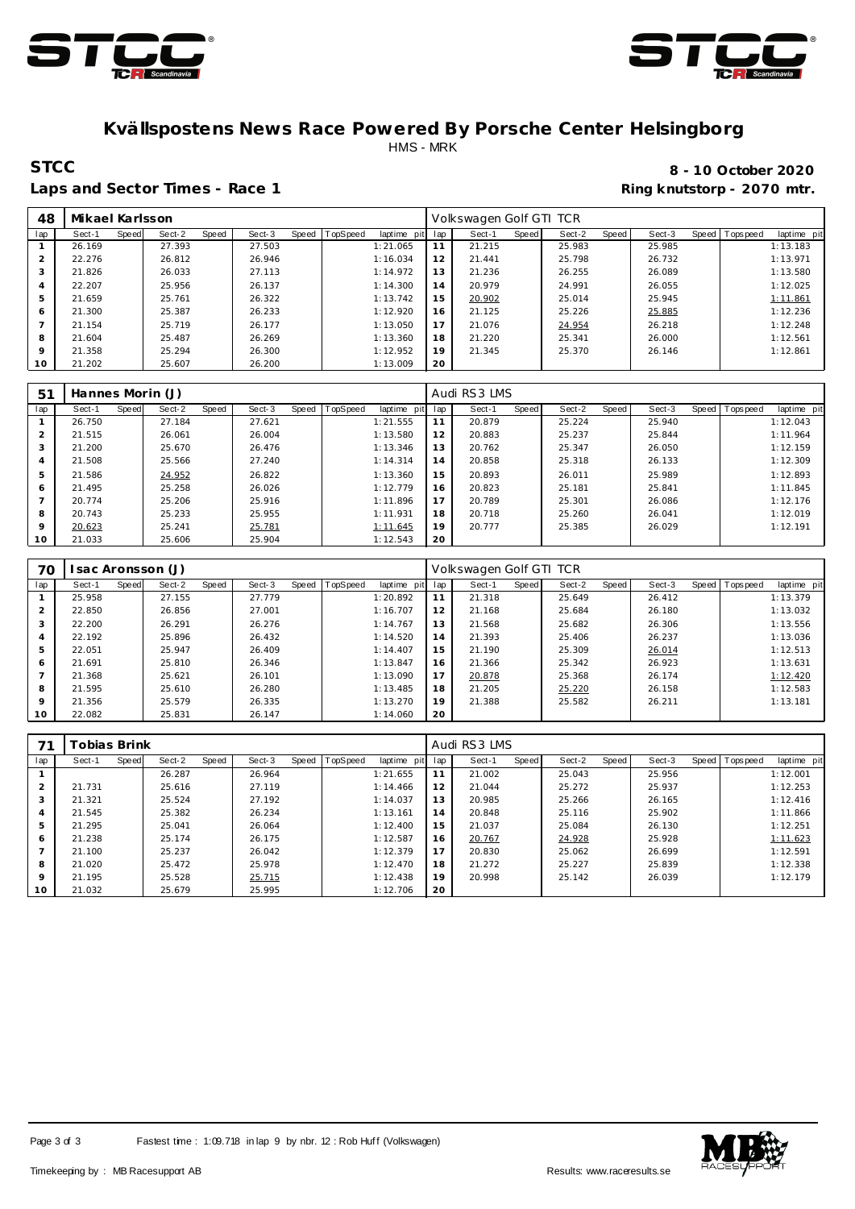# Kvällspostens News Race Powered By Porsche Center Helsingborg

HMS - MRK

**STCC** **8 - 10 October 2020**

**Laps and Sector Times - Race 1** **Ring knutstorp - 2070 mtr.**

| 48 | Mikael Karlsson | | | | | | | | Volkswagen Golf GTI TCR | | | | | | | | |
|---|---|---|---|---|---|---|---|---|---|---|---|---|---|---|---|---|---|
| lap | Sect-1 | Speed | Sect-2 | Speed | Sect-3 | Speed | TopSpeed | laptime pit | lap | Sect-1 | Speed | Sect-2 | Speed | Sect-3 | Speed | Topspeed | laptime pit |
| 1 | 26.169 | | 27.393 | | 27.503 | | | 1:21.065 | 11 | 21.215 | | 25.983 | | 25.985 | | | 1:13.183 |
| 2 | 22.276 | | 26.812 | | 26.946 | | | 1:16.034 | 12 | 21.441 | | 25.798 | | 26.732 | | | 1:13.971 |
| 3 | 21.826 | | 26.033 | | 27.113 | | | 1:14.972 | 13 | 21.236 | | 26.255 | | 26.089 | | | 1:13.580 |
| 4 | 22.207 | | 25.956 | | 26.137 | | | 1:14.300 | 14 | 20.979 | | 24.991 | | 26.055 | | | 1:12.025 |
| 5 | 21.659 | | 25.761 | | 26.322 | | | 1:13.742 | 15 | 20.902 | | 25.014 | | 25.945 | | | 1:11.861 |
| 6 | 21.300 | | 25.387 | | 26.233 | | | 1:12.920 | 16 | 21.125 | | 25.226 | | 25.885 | | | 1:12.236 |
| 7 | 21.154 | | 25.719 | | 26.177 | | | 1:13.050 | 17 | 21.076 | | 24.954 | | 26.218 | | | 1:12.248 |
| 8 | 21.604 | | 25.487 | | 26.269 | | | 1:13.360 | 18 | 21.220 | | 25.341 | | 26.000 | | | 1:12.561 |
| 9 | 21.358 | | 25.294 | | 26.300 | | | 1:12.952 | 19 | 21.345 | | 25.370 | | 26.146 | | | 1:12.861 |
| 10 | 21.202 | | 25.607 | | 26.200 | | | 1:13.009 | 20 | | | | | | | | |

| 51 | Hannes Morin (J) | | | | | | | | Audi RS3 LMS | | | | | | | | |
|---|---|---|---|---|---|---|---|---|---|---|---|---|---|---|---|---|---|
| lap | Sect-1 | Speed | Sect-2 | Speed | Sect-3 | Speed | TopSpeed | laptime pit | lap | Sect-1 | Speed | Sect-2 | Speed | Sect-3 | Speed | Topspeed | laptime pit |
| 1 | 26.750 | | 27.184 | | 27.621 | | | 1:21.555 | 11 | 20.879 | | 25.224 | | 25.940 | | | 1:12.043 |
| 2 | 21.515 | | 26.061 | | 26.004 | | | 1:13.580 | 12 | 20.883 | | 25.237 | | 25.844 | | | 1:11.964 |
| 3 | 21.200 | | 25.670 | | 26.476 | | | 1:13.346 | 13 | 20.762 | | 25.347 | | 26.050 | | | 1:12.159 |
| 4 | 21.508 | | 25.566 | | 27.240 | | | 1:14.314 | 14 | 20.858 | | 25.318 | | 26.133 | | | 1:12.309 |
| 5 | 21.586 | | 24.952 | | 26.822 | | | 1:13.360 | 15 | 20.893 | | 26.011 | | 25.989 | | | 1:12.893 |
| 6 | 21.495 | | 25.258 | | 26.026 | | | 1:12.779 | 16 | 20.823 | | 25.181 | | 25.841 | | | 1:11.845 |
| 7 | 20.774 | | 25.206 | | 25.916 | | | 1:11.896 | 17 | 20.789 | | 25.301 | | 26.086 | | | 1:12.176 |
| 8 | 20.743 | | 25.233 | | 25.955 | | | 1:11.931 | 18 | 20.718 | | 25.260 | | 26.041 | | | 1:12.019 |
| 9 | 20.623 | | 25.241 | | 25.781 | | | 1:11.645 | 19 | 20.777 | | 25.385 | | 26.029 | | | 1:12.191 |
| 10 | 21.033 | | 25.606 | | 25.904 | | | 1:12.543 | 20 | | | | | | | | |

| 70 | Isac Aronsson (J) | | | | | | | | Volkswagen Golf GTI TCR | | | | | | | | |
|---|---|---|---|---|---|---|---|---|---|---|---|---|---|---|---|---|---|
| lap | Sect-1 | Speed | Sect-2 | Speed | Sect-3 | Speed | TopSpeed | laptime pit | lap | Sect-1 | Speed | Sect-2 | Speed | Sect-3 | Speed | Topspeed | laptime pit |
| 1 | 25.958 | | 27.155 | | 27.779 | | | 1:20.892 | 11 | 21.318 | | 25.649 | | 26.412 | | | 1:13.379 |
| 2 | 22.850 | | 26.856 | | 27.001 | | | 1:16.707 | 12 | 21.168 | | 25.684 | | 26.180 | | | 1:13.032 |
| 3 | 22.200 | | 26.291 | | 26.276 | | | 1:14.767 | 13 | 21.568 | | 25.682 | | 26.306 | | | 1:13.556 |
| 4 | 22.192 | | 25.896 | | 26.432 | | | 1:14.520 | 14 | 21.393 | | 25.406 | | 26.237 | | | 1:13.036 |
| 5 | 22.051 | | 25.947 | | 26.409 | | | 1:14.407 | 15 | 21.190 | | 25.309 | | 26.014 | | | 1:12.513 |
| 6 | 21.691 | | 25.810 | | 26.346 | | | 1:13.847 | 16 | 21.366 | | 25.342 | | 26.923 | | | 1:13.631 |
| 7 | 21.368 | | 25.621 | | 26.101 | | | 1:13.090 | 17 | 20.878 | | 25.368 | | 26.174 | | | 1:12.420 |
| 8 | 21.595 | | 25.610 | | 26.280 | | | 1:13.485 | 18 | 21.205 | | 25.220 | | 26.158 | | | 1:12.583 |
| 9 | 21.356 | | 25.579 | | 26.335 | | | 1:13.270 | 19 | 21.388 | | 25.582 | | 26.211 | | | 1:13.181 |
| 10 | 22.082 | | 25.831 | | 26.147 | | | 1:14.060 | 20 | | | | | | | | |

| 71 | Tobias Brink | | | | | | | | Audi RS3 LMS | | | | | | | | |
|---|---|---|---|---|---|---|---|---|---|---|---|---|---|---|---|---|---|
| lap | Sect-1 | Speed | Sect-2 | Speed | Sect-3 | Speed | TopSpeed | laptime pit | lap | Sect-1 | Speed | Sect-2 | Speed | Sect-3 | Speed | Topspeed | laptime pit |
| 1 | | | 26.287 | | 26.964 | | | 1:21.655 | 11 | 21.002 | | 25.043 | | 25.956 | | | 1:12.001 |
| 2 | 21.731 | | 25.616 | | 27.119 | | | 1:14.466 | 12 | 21.044 | | 25.272 | | 25.937 | | | 1:12.253 |
| 3 | 21.321 | | 25.524 | | 27.192 | | | 1:14.037 | 13 | 20.985 | | 25.266 | | 26.165 | | | 1:12.416 |
| 4 | 21.545 | | 25.382 | | 26.234 | | | 1:13.161 | 14 | 20.848 | | 25.116 | | 25.902 | | | 1:11.866 |
| 5 | 21.295 | | 25.041 | | 26.064 | | | 1:12.400 | 15 | 21.037 | | 25.084 | | 26.130 | | | 1:12.251 |
| 6 | 21.238 | | 25.174 | | 26.175 | | | 1:12.587 | 16 | 20.767 | | 24.928 | | 25.928 | | | 1:11.623 |
| 7 | 21.100 | | 25.237 | | 26.042 | | | 1:12.379 | 17 | 20.830 | | 25.062 | | 26.699 | | | 1:12.591 |
| 8 | 21.020 | | 25.472 | | 25.978 | | | 1:12.470 | 18 | 21.272 | | 25.227 | | 25.839 | | | 1:12.338 |
| 9 | 21.195 | | 25.528 | | 25.715 | | | 1:12.438 | 19 | 20.998 | | 25.142 | | 26.039 | | | 1:12.179 |
| 10 | 21.032 | | 25.679 | | 25.995 | | | 1:12.706 | 20 | | | | | | | | |

Fastest time : 1:09.718 in lap 9 by nbr. 12 : Rob Huff (Volkswagen)

Timekeeping by : MB Racesupport AB

Results: www.raceresults.se